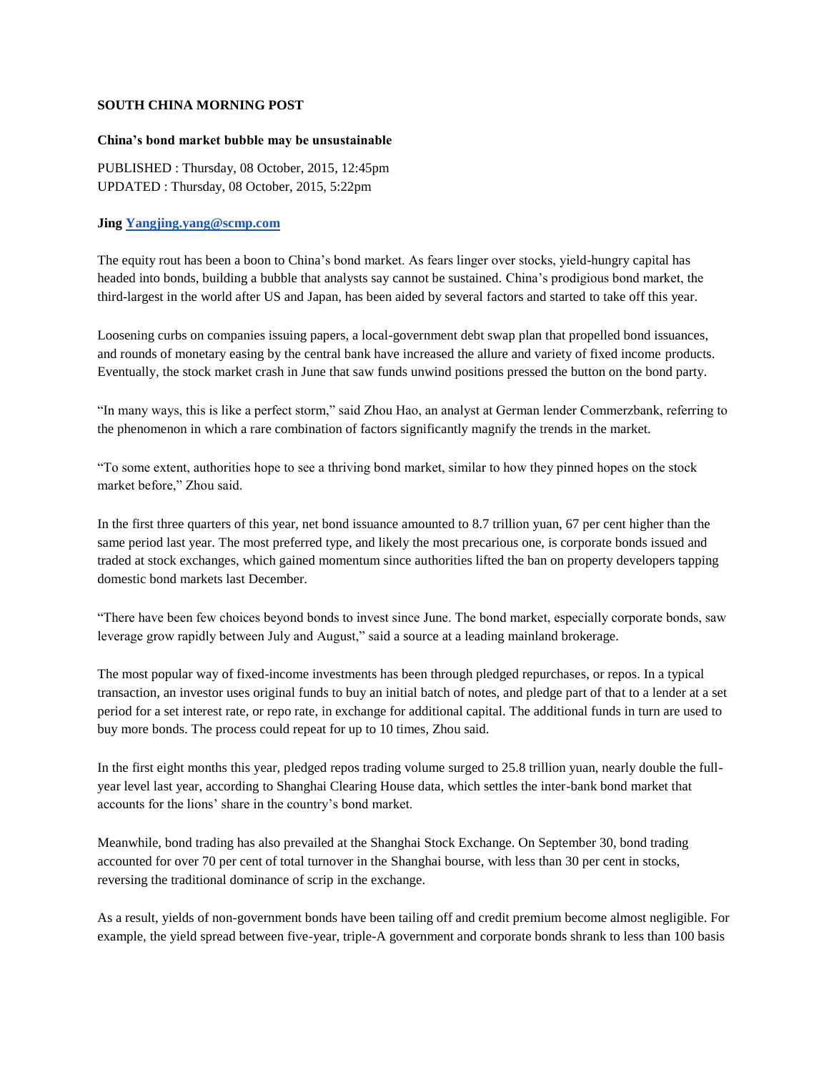**SOUTH CHINA MORNING POST**

**China's bond market bubble may be unsustainable**

PUBLISHED : Thursday, 08 October, 2015, 12:45pm
UPDATED : Thursday, 08 October, 2015, 5:22pm

**Jing [Yangjing.yang@scmp.com](mailto:jing.yang@scmp.com)**

The equity rout has been a boon to China's bond market. As fears linger over stocks, yield-hungry capital has headed into bonds, building a bubble that analysts say cannot be sustained. China's prodigious bond market, the third-largest in the world after US and Japan, has been aided by several factors and started to take off this year.

Loosening curbs on companies issuing papers, a local-government debt swap plan that propelled bond issuances, and rounds of monetary easing by the central bank have increased the allure and variety of fixed income products. Eventually, the stock market crash in June that saw funds unwind positions pressed the button on the bond party.

"In many ways, this is like a perfect storm," said Zhou Hao, an analyst at German lender Commerzbank, referring to the phenomenon in which a rare combination of factors significantly magnify the trends in the market.

"To some extent, authorities hope to see a thriving bond market, similar to how they pinned hopes on the stock market before," Zhou said.

In the first three quarters of this year, net bond issuance amounted to 8.7 trillion yuan, 67 per cent higher than the same period last year. The most preferred type, and likely the most precarious one, is corporate bonds issued and traded at stock exchanges, which gained momentum since authorities lifted the ban on property developers tapping domestic bond markets last December.

"There have been few choices beyond bonds to invest since June. The bond market, especially corporate bonds, saw leverage grow rapidly between July and August," said a source at a leading mainland brokerage.

The most popular way of fixed-income investments has been through pledged repurchases, or repos. In a typical transaction, an investor uses original funds to buy an initial batch of notes, and pledge part of that to a lender at a set period for a set interest rate, or repo rate, in exchange for additional capital. The additional funds in turn are used to buy more bonds. The process could repeat for up to 10 times, Zhou said.

In the first eight months this year, pledged repos trading volume surged to 25.8 trillion yuan, nearly double the full-year level last year, according to Shanghai Clearing House data, which settles the inter-bank bond market that accounts for the lions' share in the country's bond market.

Meanwhile, bond trading has also prevailed at the Shanghai Stock Exchange. On September 30, bond trading accounted for over 70 per cent of total turnover in the Shanghai bourse, with less than 30 per cent in stocks, reversing the traditional dominance of scrip in the exchange.

As a result, yields of non-government bonds have been tailing off and credit premium become almost negligible. For example, the yield spread between five-year, triple-A government and corporate bonds shrank to less than 100 basis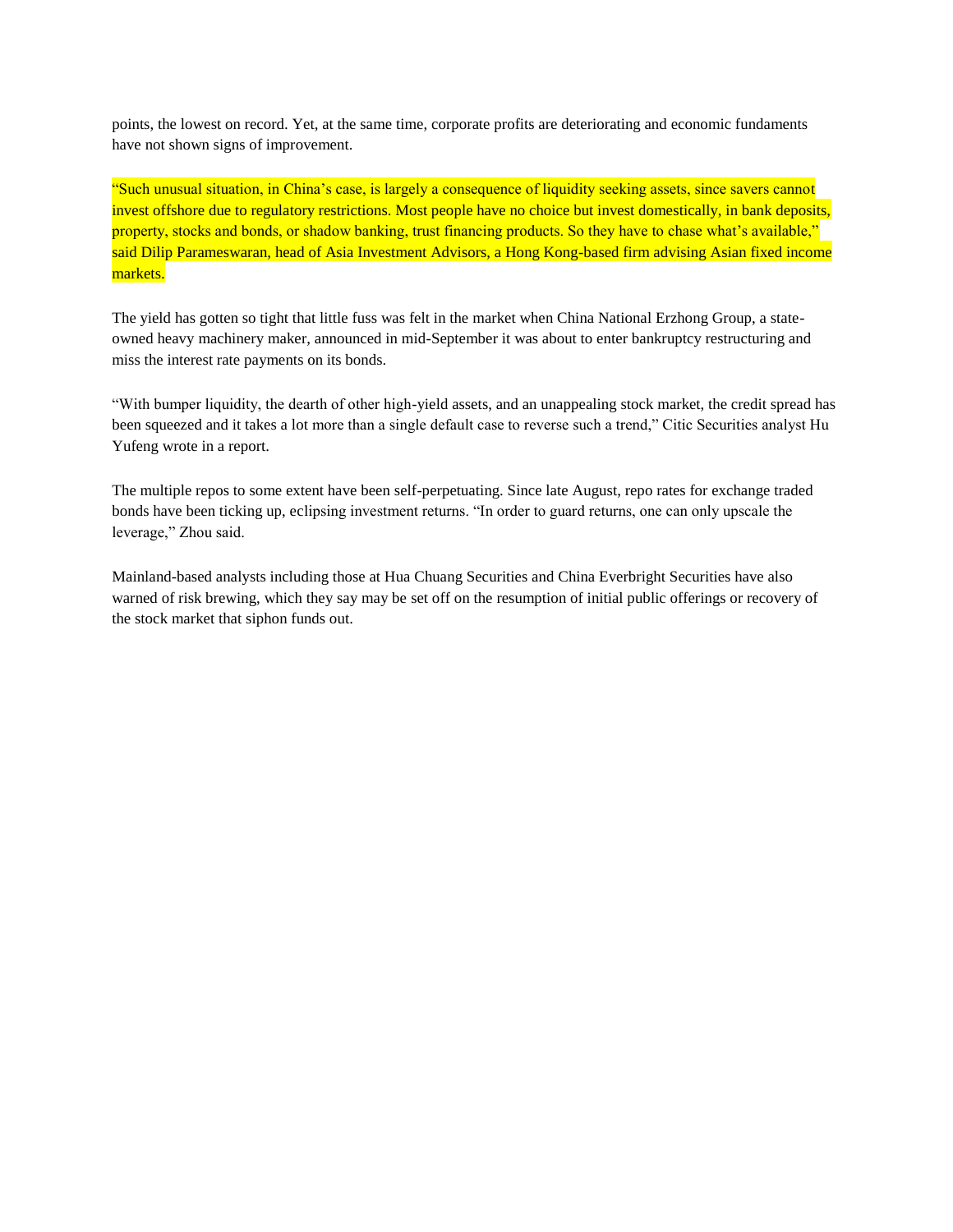points, the lowest on record. Yet, at the same time, corporate profits are deteriorating and economic fundaments have not shown signs of improvement.

"Such unusual situation, in China's case, is largely a consequence of liquidity seeking assets, since savers cannot invest offshore due to regulatory restrictions. Most people have no choice but invest domestically, in bank deposits, property, stocks and bonds, or shadow banking, trust financing products. So they have to chase what's available," said Dilip Parameswaran, head of Asia Investment Advisors, a Hong Kong-based firm advising Asian fixed income markets.

The yield has gotten so tight that little fuss was felt in the market when China National Erzhong Group, a state-owned heavy machinery maker, announced in mid-September it was about to enter bankruptcy restructuring and miss the interest rate payments on its bonds.

"With bumper liquidity, the dearth of other high-yield assets, and an unappealing stock market, the credit spread has been squeezed and it takes a lot more than a single default case to reverse such a trend," Citic Securities analyst Hu Yufeng wrote in a report.

The multiple repos to some extent have been self-perpetuating. Since late August, repo rates for exchange traded bonds have been ticking up, eclipsing investment returns. "In order to guard returns, one can only upscale the leverage," Zhou said.

Mainland-based analysts including those at Hua Chuang Securities and China Everbright Securities have also warned of risk brewing, which they say may be set off on the resumption of initial public offerings or recovery of the stock market that siphon funds out.